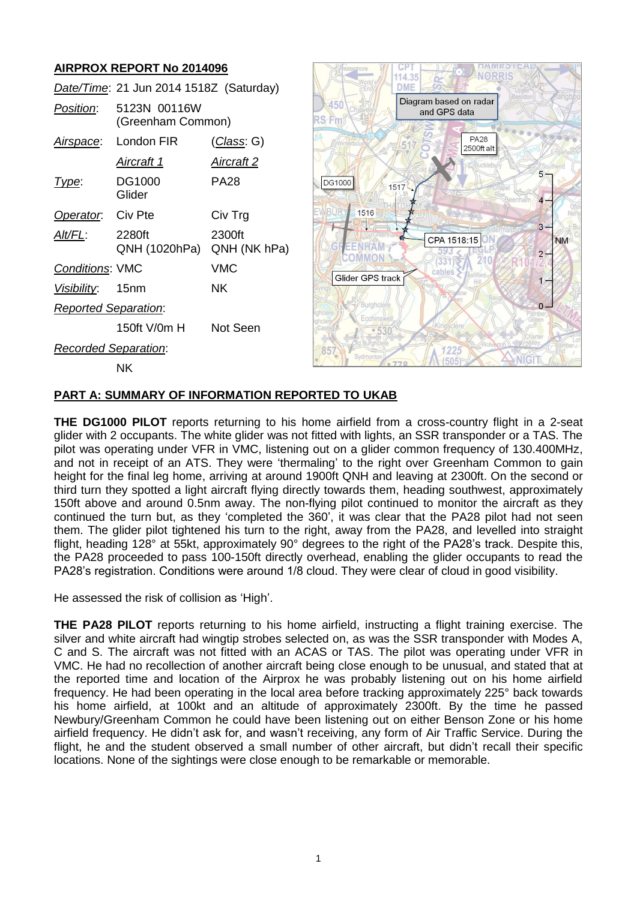## AIRPROX REPORT No 2014096

| | | |
|---|---|---|
| *Date/Time*: | 21 Jun 2014 1518Z (Saturday) | |
| *Position*: | 5123N 00116W (Greenham Common) | |
| *Airspace*: | London FIR | (*Class*: G) |
| | *Aircraft 1* | *Aircraft 2* |
| *Type*: | DG1000 Glider | PA28 |
| *Operator*: | Civ Pte | Civ Trg |
| *Alt/FL*: | 2280ft QNH (1020hPa) | 2300ft QNH (NK hPa) |
| *Conditions*: | VMC | VMC |
| *Visibility*: | 15nm | NK |
| *Reported Separation*: | | |
| | 150ft V/0m H | Not Seen |
| *Recorded Separation*: | | |
| | NK | |

### PART A: SUMMARY OF INFORMATION REPORTED TO UKAB

**THE DG1000 PILOT** reports returning to his home airfield from a cross-country flight in a 2-seat glider with 2 occupants. The white glider was not fitted with lights, an SSR transponder or a TAS. The pilot was operating under VFR in VMC, listening out on a glider common frequency of 130.400MHz, and not in receipt of an ATS. They were 'thermaling' to the right over Greenham Common to gain height for the final leg home, arriving at around 1900ft QNH and leaving at 2300ft. On the second or third turn they spotted a light aircraft flying directly towards them, heading southwest, approximately 150ft above and around 0.5nm away. The non-flying pilot continued to monitor the aircraft as they continued the turn but, as they 'completed the 360', it was clear that the PA28 pilot had not seen them. The glider pilot tightened his turn to the right, away from the PA28, and levelled into straight flight, heading 128° at 55kt, approximately 90° degrees to the right of the PA28's track. Despite this, the PA28 proceeded to pass 100-150ft directly overhead, enabling the glider occupants to read the PA28's registration. Conditions were around 1/8 cloud. They were clear of cloud in good visibility.

He assessed the risk of collision as 'High'.

**THE PA28 PILOT** reports returning to his home airfield, instructing a flight training exercise. The silver and white aircraft had wingtip strobes selected on, as was the SSR transponder with Modes A, C and S. The aircraft was not fitted with an ACAS or TAS. The pilot was operating under VFR in VMC. He had no recollection of another aircraft being close enough to be unusual, and stated that at the reported time and location of the Airprox he was probably listening out on his home airfield frequency. He had been operating in the local area before tracking approximately 225° back towards his home airfield, at 100kt and an altitude of approximately 2300ft. By the time he passed Newbury/Greenham Common he could have been listening out on either Benson Zone or his home airfield frequency. He didn't ask for, and wasn't receiving, any form of Air Traffic Service. During the flight, he and the student observed a small number of other aircraft, but didn't recall their specific locations. None of the sightings were close enough to be remarkable or memorable.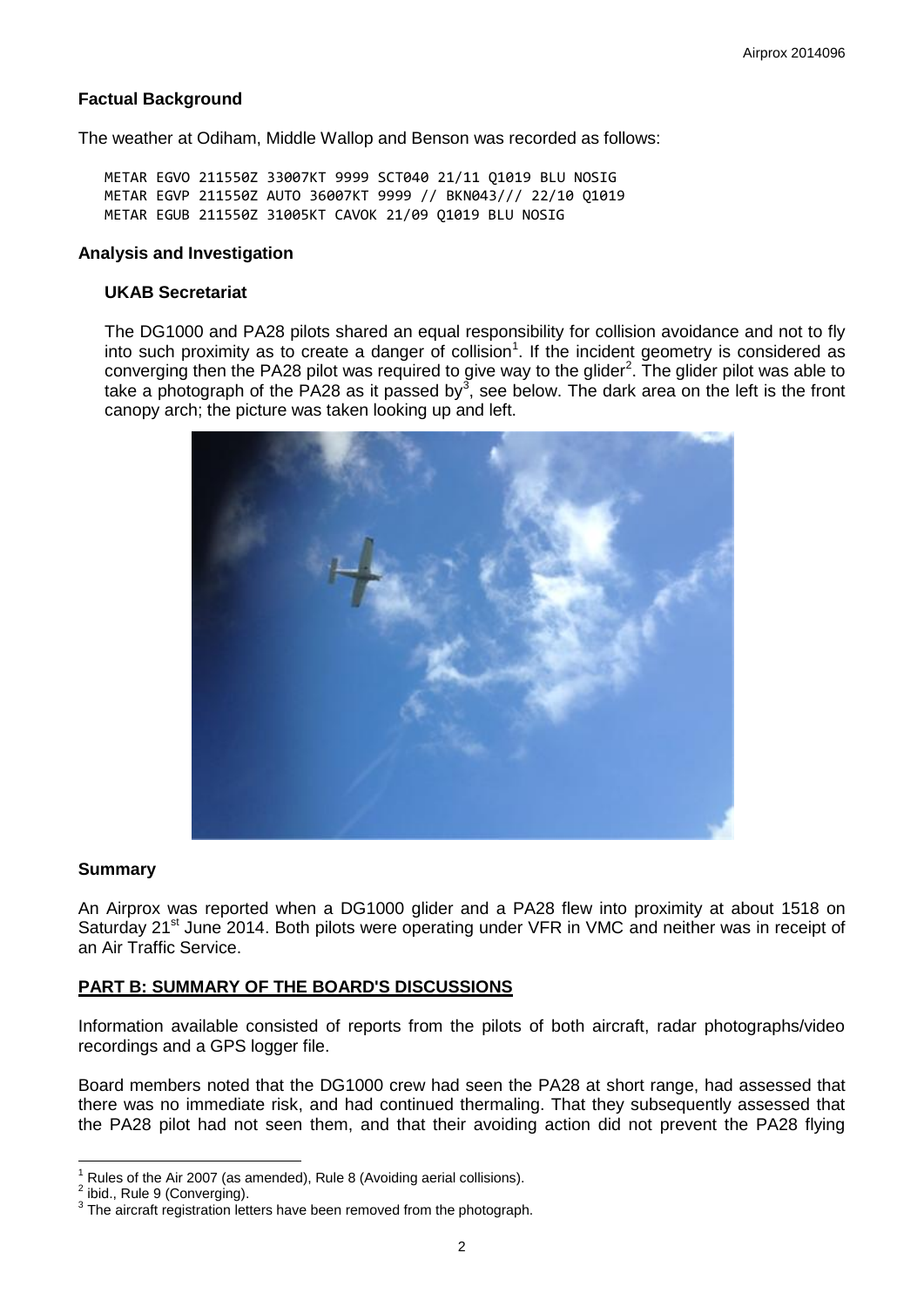**Factual Background**

The weather at Odiham, Middle Wallop and Benson was recorded as follows:

```
METAR EGVO 211550Z 33007KT 9999 SCT040 21/11 Q1019 BLU NOSIG
METAR EGVP 211550Z AUTO 36007KT 9999 // BKN043/// 22/10 Q1019
METAR EGUB 211550Z 31005KT CAVOK 21/09 Q1019 BLU NOSIG
```

**Analysis and Investigation**

**UKAB Secretariat**

The DG1000 and PA28 pilots shared an equal responsibility for collision avoidance and not to fly into such proximity as to create a danger of collision[1]. If the incident geometry is considered as converging then the PA28 pilot was required to give way to the glider[2]. The glider pilot was able to take a photograph of the PA28 as it passed by[3], see below. The dark area on the left is the front canopy arch; the picture was taken looking up and left.

**Summary**

An Airprox was reported when a DG1000 glider and a PA28 flew into proximity at about 1518 on Saturday 21st June 2014. Both pilots were operating under VFR in VMC and neither was in receipt of an Air Traffic Service.

**PART B: SUMMARY OF THE BOARD'S DISCUSSIONS**

Information available consisted of reports from the pilots of both aircraft, radar photographs/video recordings and a GPS logger file.

Board members noted that the DG1000 crew had seen the PA28 at short range, had assessed that there was no immediate risk, and had continued thermaling. That they subsequently assessed that the PA28 pilot had not seen them, and that their avoiding action did not prevent the PA28 flying

---

[1] Rules of the Air 2007 (as amended), Rule 8 (Avoiding aerial collisions).

[2] ibid., Rule 9 (Converging).

[3] The aircraft registration letters have been removed from the photograph.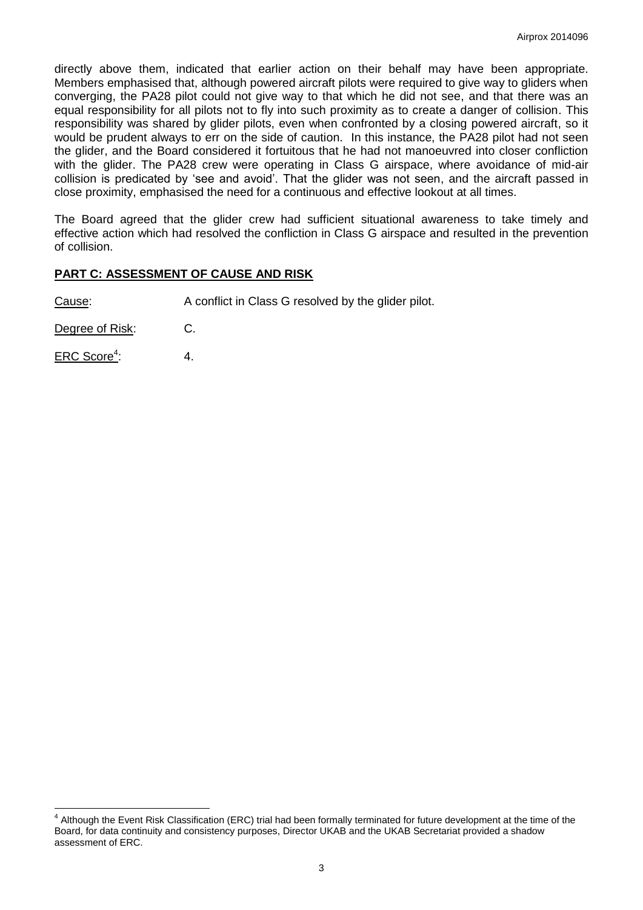directly above them, indicated that earlier action on their behalf may have been appropriate. Members emphasised that, although powered aircraft pilots were required to give way to gliders when converging, the PA28 pilot could not give way to that which he did not see, and that there was an equal responsibility for all pilots not to fly into such proximity as to create a danger of collision. This responsibility was shared by glider pilots, even when confronted by a closing powered aircraft, so it would be prudent always to err on the side of caution. In this instance, the PA28 pilot had not seen the glider, and the Board considered it fortuitous that he had not manoeuvred into closer confliction with the glider. The PA28 crew were operating in Class G airspace, where avoidance of mid-air collision is predicated by 'see and avoid'. That the glider was not seen, and the aircraft passed in close proximity, emphasised the need for a continuous and effective lookout at all times.

The Board agreed that the glider crew had sufficient situational awareness to take timely and effective action which had resolved the confliction in Class G airspace and resulted in the prevention of collision.

## PART C: ASSESSMENT OF CAUSE AND RISK

Cause: A conflict in Class G resolved by the glider pilot.

Degree of Risk: C.

ERC Score[4]: 4.

[4] Although the Event Risk Classification (ERC) trial had been formally terminated for future development at the time of the Board, for data continuity and consistency purposes, Director UKAB and the UKAB Secretariat provided a shadow assessment of ERC.